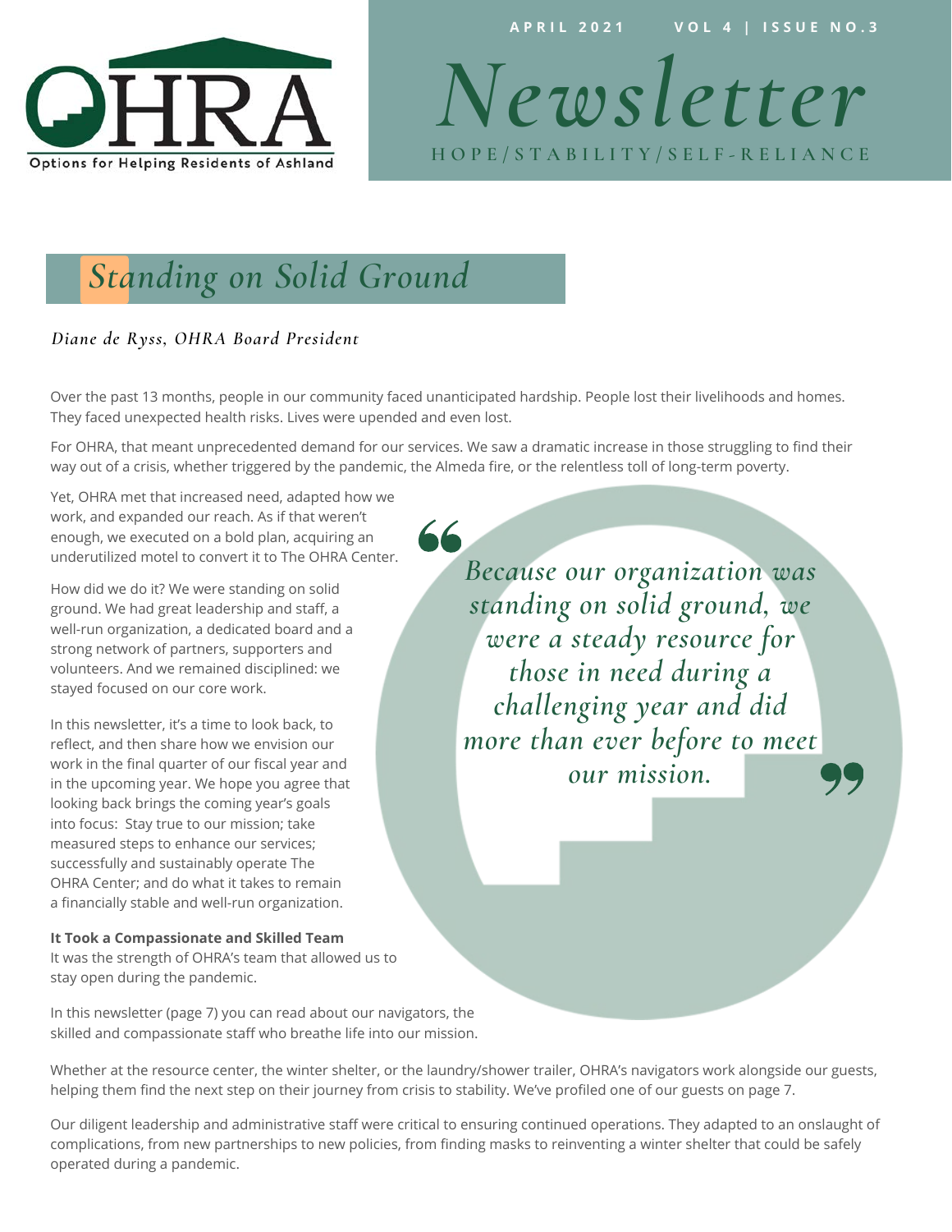OHRA

Options for Helping Residents of Ashland

APRIL 2021 VOL 4 | ISSUE NO.3

# Newsletter

HOPE/STABILITY/SELF-RELIANCE

## Standing on Solid Ground

*Diane de Ryss, OHRA Board President*

Over the past 13 months, people in our community faced unanticipated hardship. People lost their livelihoods and homes. They faced unexpected health risks. Lives were upended and even lost.

For OHRA, that meant unprecedented demand for our services. We saw a dramatic increase in those struggling to find their way out of a crisis, whether triggered by the pandemic, the Almeda fire, or the relentless toll of long-term poverty.

Yet, OHRA met that increased need, adapted how we work, and expanded our reach. As if that weren't enough, we executed on a bold plan, acquiring an underutilized motel to convert it to The OHRA Center.

> *"Because our organization was standing on solid ground, we were a steady resource for those in need during a challenging year and did more than ever before to meet our mission."*

How did we do it? We were standing on solid ground. We had great leadership and staff, a well-run organization, a dedicated board and a strong network of partners, supporters and volunteers. And we remained disciplined: we stayed focused on our core work.

In this newsletter, it's a time to look back, to reflect, and then share how we envision our work in the final quarter of our fiscal year and in the upcoming year. We hope you agree that looking back brings the coming year's goals into focus: Stay true to our mission; take measured steps to enhance our services; successfully and sustainably operate The OHRA Center; and do what it takes to remain a financially stable and well-run organization.

**It Took a Compassionate and Skilled Team**

It was the strength of OHRA's team that allowed us to stay open during the pandemic.

In this newsletter (page 7) you can read about our navigators, the skilled and compassionate staff who breathe life into our mission.

Whether at the resource center, the winter shelter, or the laundry/shower trailer, OHRA's navigators work alongside our guests, helping them find the next step on their journey from crisis to stability. We've profiled one of our guests on page 7.

Our diligent leadership and administrative staff were critical to ensuring continued operations. They adapted to an onslaught of complications, from new partnerships to new policies, from finding masks to reinventing a winter shelter that could be safely operated during a pandemic.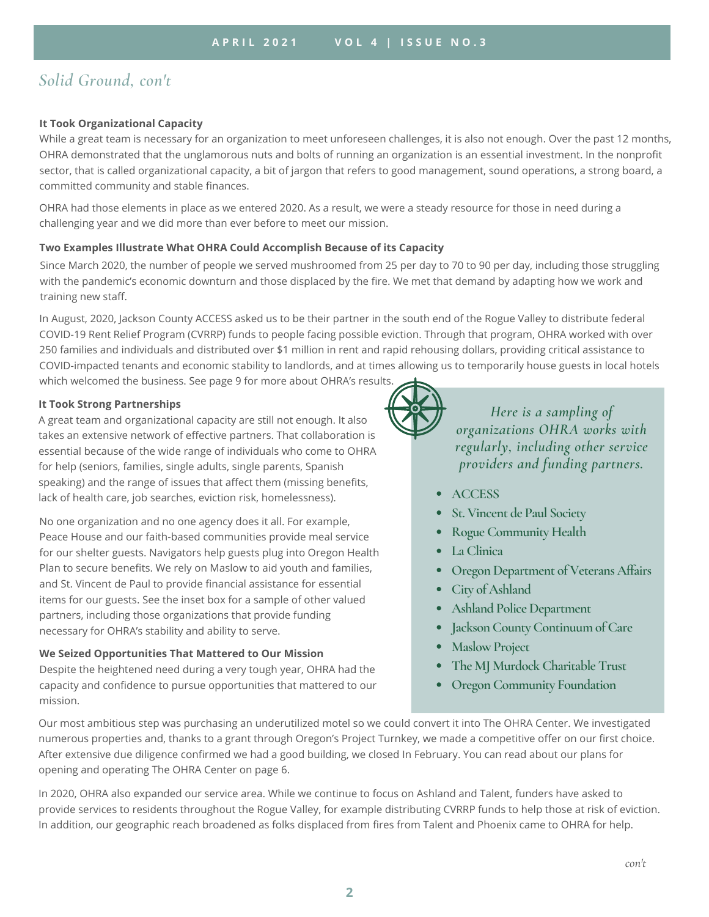# *Solid Ground, con't*

**It Took Organizational Capacity**

While a great team is necessary for an organization to meet unforeseen challenges, it is also not enough. Over the past 12 months, OHRA demonstrated that the unglamorous nuts and bolts of running an organization is an essential investment. In the nonprofit sector, that is called organizational capacity, a bit of jargon that refers to good management, sound operations, a strong board, a committed community and stable finances.

OHRA had those elements in place as we entered 2020. As a result, we were a steady resource for those in need during a challenging year and we did more than ever before to meet our mission.

**Two Examples Illustrate What OHRA Could Accomplish Because of its Capacity**

Since March 2020, the number of people we served mushroomed from 25 per day to 70 to 90 per day, including those struggling with the pandemic's economic downturn and those displaced by the fire. We met that demand by adapting how we work and training new staff.

In August, 2020, Jackson County ACCESS asked us to be their partner in the south end of the Rogue Valley to distribute federal COVID-19 Rent Relief Program (CVRRP) funds to people facing possible eviction. Through that program, OHRA worked with over 250 families and individuals and distributed over $1 million in rent and rapid rehousing dollars, providing critical assistance to COVID-impacted tenants and economic stability to landlords, and at times allowing us to temporarily house guests in local hotels which welcomed the business. See page 9 for more about OHRA's results.

**It Took Strong Partnerships**

A great team and organizational capacity are still not enough. It also takes an extensive network of effective partners. That collaboration is essential because of the wide range of individuals who come to OHRA for help (seniors, families, single adults, single parents, Spanish speaking) and the range of issues that affect them (missing benefits, lack of health care, job searches, eviction risk, homelessness).

No one organization and no one agency does it all. For example, Peace House and our faith-based communities provide meal service for our shelter guests. Navigators help guests plug into Oregon Health Plan to secure benefits. We rely on Maslow to aid youth and families, and St. Vincent de Paul to provide financial assistance for essential items for our guests. See the inset box for a sample of other valued partners, including those organizations that provide funding necessary for OHRA's stability and ability to serve.

*Here is a sampling of organizations OHRA works with regularly, including other service providers and funding partners.*

- ACCESS
- St. Vincent de Paul Society
- Rogue Community Health
- La Clinica
- Oregon Department of Veterans Affairs
- City of Ashland
- Ashland Police Department
- Jackson County Continuum of Care
- Maslow Project
- The MJ Murdock Charitable Trust
- Oregon Community Foundation

**We Seized Opportunities That Mattered to Our Mission**

Despite the heightened need during a very tough year, OHRA had the capacity and confidence to pursue opportunities that mattered to our mission.

Our most ambitious step was purchasing an underutilized motel so we could convert it into The OHRA Center. We investigated numerous properties and, thanks to a grant through Oregon's Project Turnkey, we made a competitive offer on our first choice. After extensive due diligence confirmed we had a good building, we closed In February. You can read about our plans for opening and operating The OHRA Center on page 6.

In 2020, OHRA also expanded our service area. While we continue to focus on Ashland and Talent, funders have asked to provide services to residents throughout the Rogue Valley, for example distributing CVRRP funds to help those at risk of eviction. In addition, our geographic reach broadened as folks displaced from fires from Talent and Phoenix came to OHRA for help.

*con't*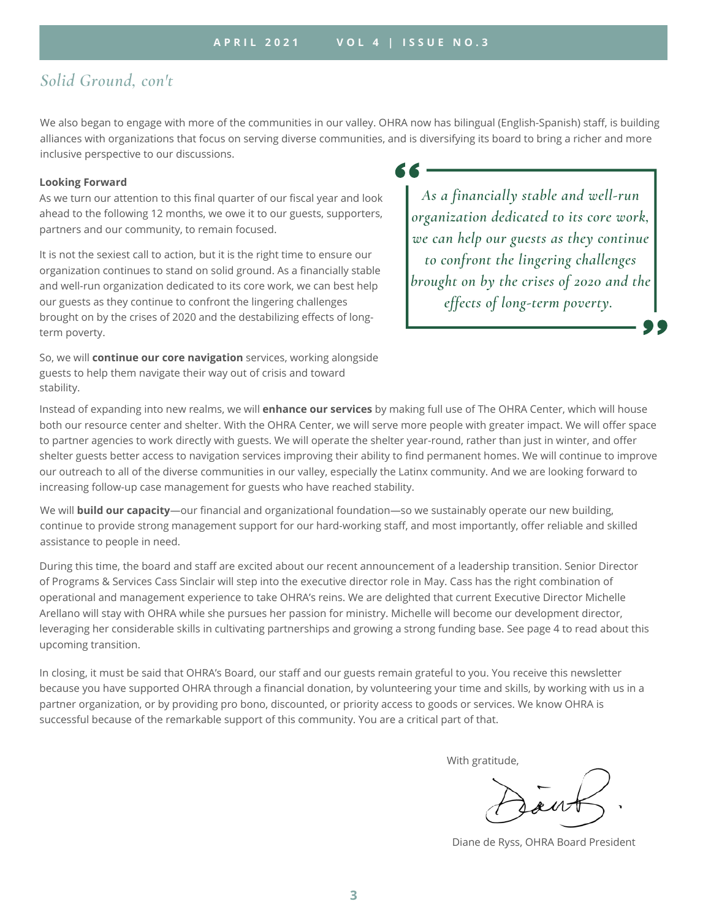## *Solid Ground, con't*

We also began to engage with more of the communities in our valley. OHRA now has bilingual (English-Spanish) staff, is building alliances with organizations that focus on serving diverse communities, and is diversifying its board to bring a richer and more inclusive perspective to our discussions.

**Looking Forward**

As we turn our attention to this final quarter of our fiscal year and look ahead to the following 12 months, we owe it to our guests, supporters, partners and our community, to remain focused.

It is not the sexiest call to action, but it is the right time to ensure our organization continues to stand on solid ground. As a financially stable and well-run organization dedicated to its core work, we can best help our guests as they continue to confront the lingering challenges brought on by the crises of 2020 and the destabilizing effects of long-term poverty.

> *"As a financially stable and well-run organization dedicated to its core work, we can help our guests as they continue to confront the lingering challenges brought on by the crises of 2020 and the effects of long-term poverty."*

So, we will **continue our core navigation** services, working alongside guests to help them navigate their way out of crisis and toward stability.

Instead of expanding into new realms, we will **enhance our services** by making full use of The OHRA Center, which will house both our resource center and shelter. With the OHRA Center, we will serve more people with greater impact. We will offer space to partner agencies to work directly with guests. We will operate the shelter year-round, rather than just in winter, and offer shelter guests better access to navigation services improving their ability to find permanent homes. We will continue to improve our outreach to all of the diverse communities in our valley, especially the Latinx community. And we are looking forward to increasing follow-up case management for guests who have reached stability.

We will **build our capacity**—our financial and organizational foundation—so we sustainably operate our new building, continue to provide strong management support for our hard-working staff, and most importantly, offer reliable and skilled assistance to people in need.

During this time, the board and staff are excited about our recent announcement of a leadership transition. Senior Director of Programs & Services Cass Sinclair will step into the executive director role in May. Cass has the right combination of operational and management experience to take OHRA's reins. We are delighted that current Executive Director Michelle Arellano will stay with OHRA while she pursues her passion for ministry. Michelle will become our development director, leveraging her considerable skills in cultivating partnerships and growing a strong funding base. See page 4 to read about this upcoming transition.

In closing, it must be said that OHRA's Board, our staff and our guests remain grateful to you. You receive this newsletter because you have supported OHRA through a financial donation, by volunteering your time and skills, by working with us in a partner organization, or by providing pro bono, discounted, or priority access to goods or services. We know OHRA is successful because of the remarkable support of this community. You are a critical part of that.

With gratitude,

Diane de Ryss, OHRA Board President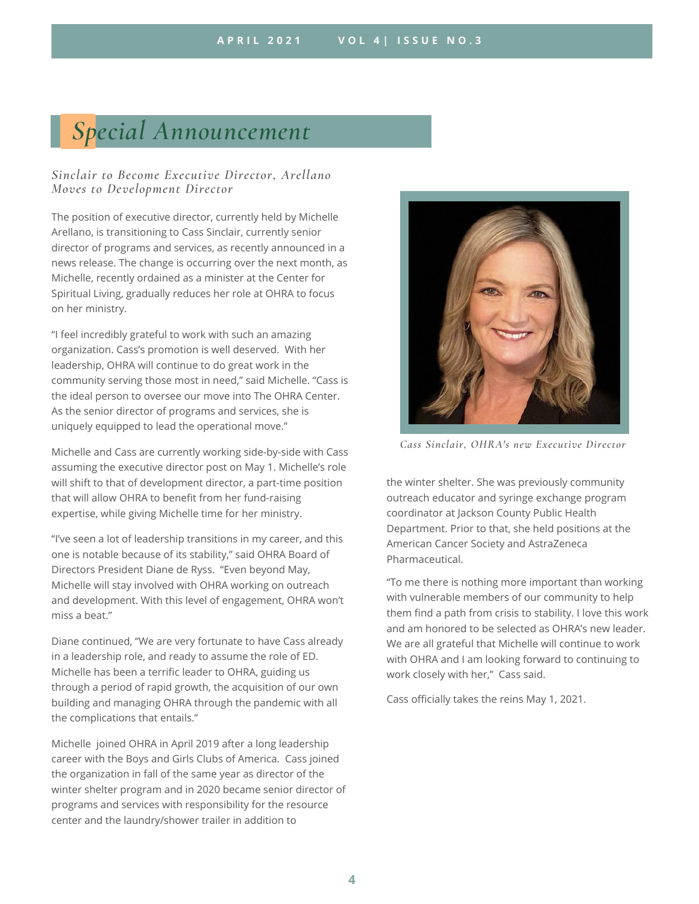# Special Announcement

*Sinclair to Become Executive Director, Arellano Moves to Development Director*

The position of executive director, currently held by Michelle Arellano, is transitioning to Cass Sinclair, currently senior director of programs and services, as recently announced in a news release. The change is occurring over the next month, as Michelle, recently ordained as a minister at the Center for Spiritual Living, gradually reduces her role at OHRA to focus on her ministry.

"I feel incredibly grateful to work with such an amazing organization. Cass's promotion is well deserved. With her leadership, OHRA will continue to do great work in the community serving those most in need," said Michelle. "Cass is the ideal person to oversee our move into The OHRA Center. As the senior director of programs and services, she is uniquely equipped to lead the operational move."

Michelle and Cass are currently working side-by-side with Cass assuming the executive director post on May 1. Michelle's role will shift to that of development director, a part-time position that will allow OHRA to benefit from her fund-raising expertise, while giving Michelle time for her ministry.

"I've seen a lot of leadership transitions in my career, and this one is notable because of its stability," said OHRA Board of Directors President Diane de Ryss. "Even beyond May, Michelle will stay involved with OHRA working on outreach and development. With this level of engagement, OHRA won't miss a beat."

Diane continued, "We are very fortunate to have Cass already in a leadership role, and ready to assume the role of ED. Michelle has been a terrific leader to OHRA, guiding us through a period of rapid growth, the acquisition of our own building and managing OHRA through the pandemic with all the complications that entails."

Michelle joined OHRA in April 2019 after a long leadership career with the Boys and Girls Clubs of America. Cass joined the organization in fall of the same year as director of the winter shelter program and in 2020 became senior director of programs and services with responsibility for the resource center and the laundry/shower trailer in addition to the winter shelter. She was previously community outreach educator and syringe exchange program coordinator at Jackson County Public Health Department. Prior to that, she held positions at the American Cancer Society and AstraZeneca Pharmaceutical.

*Cass Sinclair, OHRA's new Executive Director*

"To me there is nothing more important than working with vulnerable members of our community to help them find a path from crisis to stability. I love this work and am honored to be selected as OHRA's new leader. We are all grateful that Michelle will continue to work with OHRA and I am looking forward to continuing to work closely with her," Cass said.

Cass officially takes the reins May 1, 2021.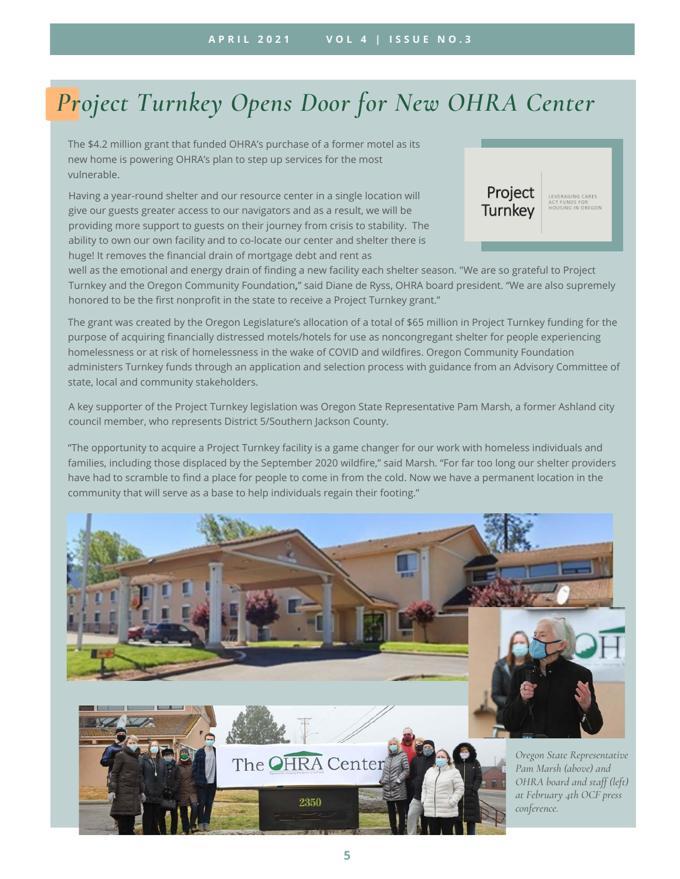# *Project Turnkey Opens Door for New OHRA Center*

The $4.2 million grant that funded OHRA's purchase of a former motel as its new home is powering OHRA's plan to step up services for the most vulnerable.

Having a year-round shelter and our resource center in a single location will give our guests greater access to our navigators and as a result, we will be providing more support to guests on their journey from crisis to stability. The ability to own our own facility and to co-locate our center and shelter there is huge! It removes the financial drain of mortgage debt and rent as well as the emotional and energy drain of finding a new facility each shelter season. "We are so grateful to Project Turnkey and the Oregon Community Foundation," said Diane de Ryss, OHRA board president. "We are also supremely honored to be the first nonprofit in the state to receive a Project Turnkey grant."

Project Turnkey | LEVERAGING CARES ACT FUNDS FOR HOUSING IN OREGON

The grant was created by the Oregon Legislature's allocation of a total of $65 million in Project Turnkey funding for the purpose of acquiring financially distressed motels/hotels for use as noncongregant shelter for people experiencing homelessness or at risk of homelessness in the wake of COVID and wildfires. Oregon Community Foundation administers Turnkey funds through an application and selection process with guidance from an Advisory Committee of state, local and community stakeholders.

A key supporter of the Project Turnkey legislation was Oregon State Representative Pam Marsh, a former Ashland city council member, who represents District 5/Southern Jackson County.

"The opportunity to acquire a Project Turnkey facility is a game changer for our work with homeless individuals and families, including those displaced by the September 2020 wildfire," said Marsh. "For far too long our shelter providers have had to scramble to find a place for people to come in from the cold. Now we have a permanent location in the community that will serve as a base to help individuals regain their footing."

*Oregon State Representative Pam Marsh (above) and OHRA board and staff (left) at February 4th OCF press conference.*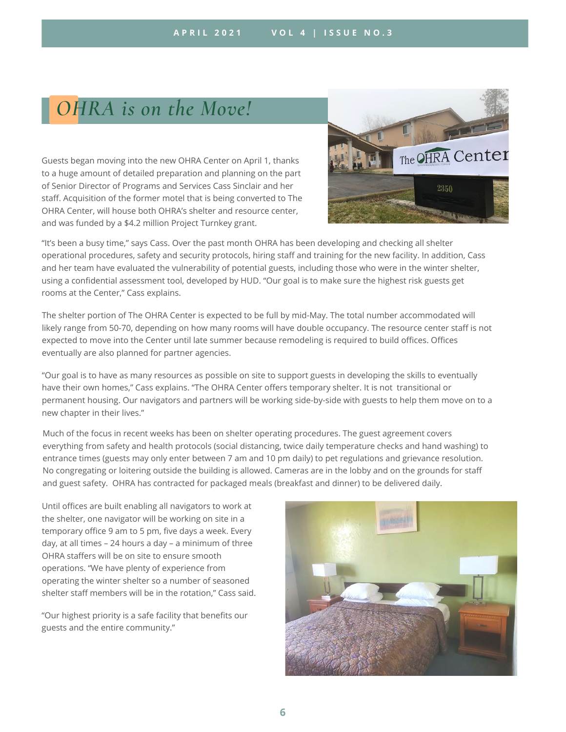# *OHRA is on the Move!*

Guests began moving into the new OHRA Center on April 1, thanks to a huge amount of detailed preparation and planning on the part of Senior Director of Programs and Services Cass Sinclair and her staff. Acquisition of the former motel that is being converted to The OHRA Center, will house both OHRA's shelter and resource center, and was funded by a $4.2 million Project Turnkey grant.

"It's been a busy time," says Cass. Over the past month OHRA has been developing and checking all shelter operational procedures, safety and security protocols, hiring staff and training for the new facility. In addition, Cass and her team have evaluated the vulnerability of potential guests, including those who were in the winter shelter, using a confidential assessment tool, developed by HUD. "Our goal is to make sure the highest risk guests get rooms at the Center," Cass explains.

The shelter portion of The OHRA Center is expected to be full by mid-May. The total number accommodated will likely range from 50-70, depending on how many rooms will have double occupancy. The resource center staff is not expected to move into the Center until late summer because remodeling is required to build offices. Offices eventually are also planned for partner agencies.

"Our goal is to have as many resources as possible on site to support guests in developing the skills to eventually have their own homes," Cass explains. "The OHRA Center offers temporary shelter. It is not transitional or permanent housing. Our navigators and partners will be working side-by-side with guests to help them move on to a new chapter in their lives."

Much of the focus in recent weeks has been on shelter operating procedures. The guest agreement covers everything from safety and health protocols (social distancing, twice daily temperature checks and hand washing) to entrance times (guests may only enter between 7 am and 10 pm daily) to pet regulations and grievance resolution. No congregating or loitering outside the building is allowed. Cameras are in the lobby and on the grounds for staff and guest safety. OHRA has contracted for packaged meals (breakfast and dinner) to be delivered daily.

Until offices are built enabling all navigators to work at the shelter, one navigator will be working on site in a temporary office 9 am to 5 pm, five days a week. Every day, at all times – 24 hours a day – a minimum of three OHRA staffers will be on site to ensure smooth operations. "We have plenty of experience from operating the winter shelter so a number of seasoned shelter staff members will be in the rotation," Cass said.

"Our highest priority is a safe facility that benefits our guests and the entire community."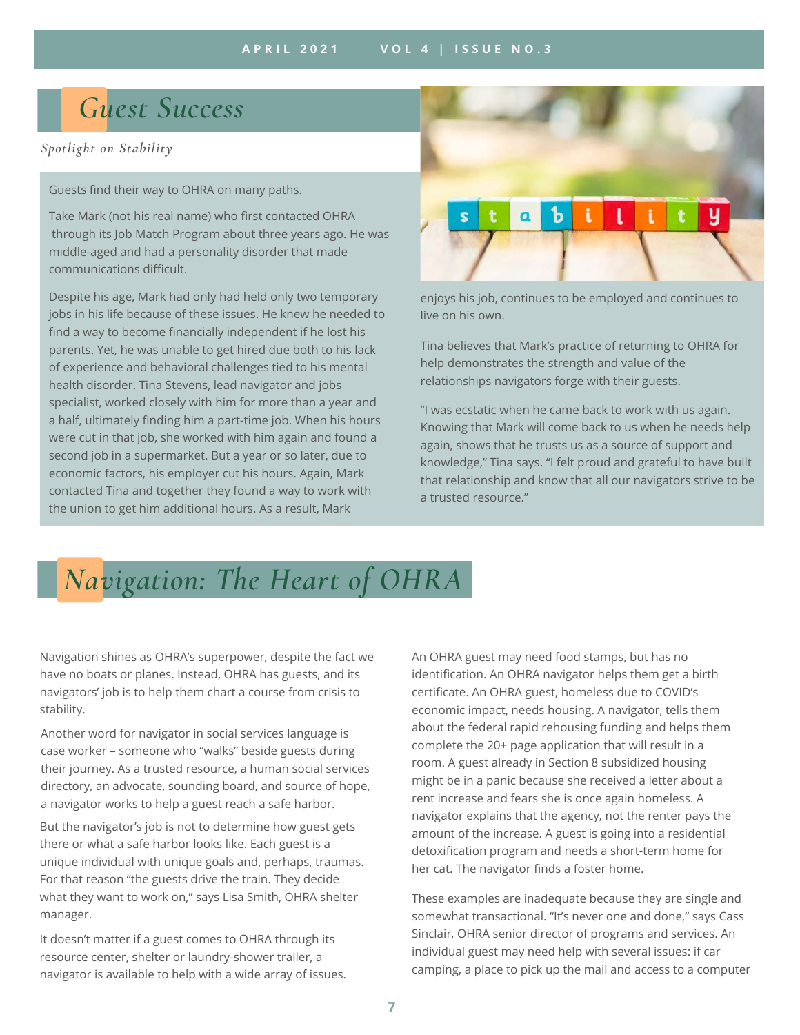# Guest Success

*Spotlight on Stability*

Guests find their way to OHRA on many paths.

Take Mark (not his real name) who first contacted OHRA through its Job Match Program about three years ago. He was middle-aged and had a personality disorder that made communications difficult.

Despite his age, Mark had only had held only two temporary jobs in his life because of these issues. He knew he needed to find a way to become financially independent if he lost his parents. Yet, he was unable to get hired due both to his lack of experience and behavioral challenges tied to his mental health disorder. Tina Stevens, lead navigator and jobs specialist, worked closely with him for more than a year and a half, ultimately finding him a part-time job. When his hours were cut in that job, she worked with him again and found a second job in a supermarket. But a year or so later, due to economic factors, his employer cut his hours. Again, Mark contacted Tina and together they found a way to work with the union to get him additional hours. As a result, Mark enjoys his job, continues to be employed and continues to live on his own.

Tina believes that Mark's practice of returning to OHRA for help demonstrates the strength and value of the relationships navigators forge with their guests.

"I was ecstatic when he came back to work with us again. Knowing that Mark will come back to us when he needs help again, shows that he trusts us as a source of support and knowledge," Tina says. "I felt proud and grateful to have built that relationship and know that all our navigators strive to be a trusted resource."

# Navigation: The Heart of OHRA

Navigation shines as OHRA's superpower, despite the fact we have no boats or planes. Instead, OHRA has guests, and its navigators' job is to help them chart a course from crisis to stability.

Another word for navigator in social services language is case worker – someone who "walks" beside guests during their journey. As a trusted resource, a human social services directory, an advocate, sounding board, and source of hope, a navigator works to help a guest reach a safe harbor.

But the navigator's job is not to determine how guest gets there or what a safe harbor looks like. Each guest is a unique individual with unique goals and, perhaps, traumas. For that reason "the guests drive the train. They decide what they want to work on," says Lisa Smith, OHRA shelter manager.

It doesn't matter if a guest comes to OHRA through its resource center, shelter or laundry-shower trailer, a navigator is available to help with a wide array of issues.

An OHRA guest may need food stamps, but has no identification. An OHRA navigator helps them get a birth certificate. An OHRA guest, homeless due to COVID's economic impact, needs housing. A navigator, tells them about the federal rapid rehousing funding and helps them complete the 20+ page application that will result in a room. A guest already in Section 8 subsidized housing might be in a panic because she received a letter about a rent increase and fears she is once again homeless. A navigator explains that the agency, not the renter pays the amount of the increase. A guest is going into a residential detoxification program and needs a short-term home for her cat. The navigator finds a foster home.

These examples are inadequate because they are single and somewhat transactional. "It's never one and done," says Cass Sinclair, OHRA senior director of programs and services. An individual guest may need help with several issues: if car camping, a place to pick up the mail and access to a computer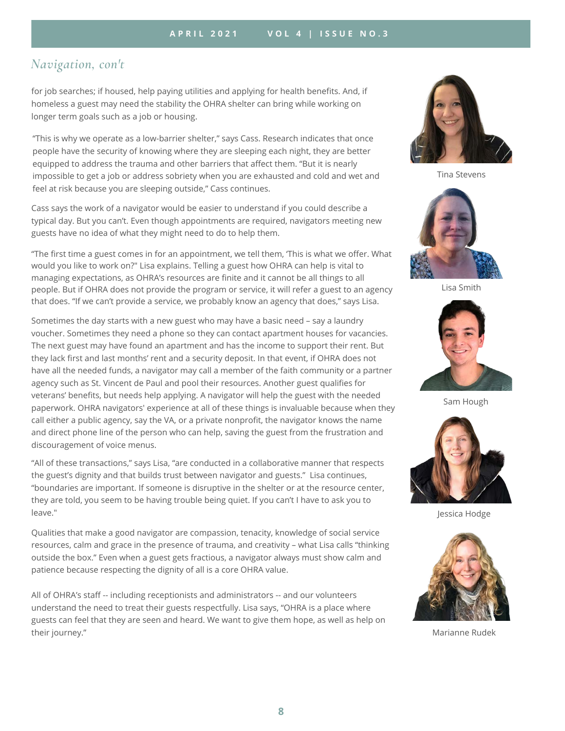## *Navigation, con't*

for job searches; if housed, help paying utilities and applying for health benefits. And, if homeless a guest may need the stability the OHRA shelter can bring while working on longer term goals such as a job or housing.

"This is why we operate as a low-barrier shelter," says Cass. Research indicates that once people have the security of knowing where they are sleeping each night, they are better equipped to address the trauma and other barriers that affect them. "But it is nearly impossible to get a job or address sobriety when you are exhausted and cold and wet and feel at risk because you are sleeping outside," Cass continues.

Cass says the work of a navigator would be easier to understand if you could describe a typical day. But you can't. Even though appointments are required, navigators meeting new guests have no idea of what they might need to do to help them.

"The first time a guest comes in for an appointment, we tell them, 'This is what we offer. What would you like to work on?" Lisa explains. Telling a guest how OHRA can help is vital to managing expectations, as OHRA's resources are finite and it cannot be all things to all people. But if OHRA does not provide the program or service, it will refer a guest to an agency that does. "If we can't provide a service, we probably know an agency that does," says Lisa.

Sometimes the day starts with a new guest who may have a basic need – say a laundry voucher. Sometimes they need a phone so they can contact apartment houses for vacancies. The next guest may have found an apartment and has the income to support their rent. But they lack first and last months' rent and a security deposit. In that event, if OHRA does not have all the needed funds, a navigator may call a member of the faith community or a partner agency such as St. Vincent de Paul and pool their resources. Another guest qualifies for veterans' benefits, but needs help applying. A navigator will help the guest with the needed paperwork. OHRA navigators' experience at all of these things is invaluable because when they call either a public agency, say the VA, or a private nonprofit, the navigator knows the name and direct phone line of the person who can help, saving the guest from the frustration and discouragement of voice menus.

"All of these transactions," says Lisa, "are conducted in a collaborative manner that respects the guest's dignity and that builds trust between navigator and guests." Lisa continues, "boundaries are important. If someone is disruptive in the shelter or at the resource center, they are told, you seem to be having trouble being quiet. If you can't I have to ask you to leave."

Qualities that make a good navigator are compassion, tenacity, knowledge of social service resources, calm and grace in the presence of trauma, and creativity – what Lisa calls "thinking outside the box." Even when a guest gets fractious, a navigator always must show calm and patience because respecting the dignity of all is a core OHRA value.

All of OHRA's staff -- including receptionists and administrators -- and our volunteers understand the need to treat their guests respectfully. Lisa says, "OHRA is a place where guests can feel that they are seen and heard. We want to give them hope, as well as help on their journey."

Tina Stevens

Lisa Smith

Sam Hough

Jessica Hodge

Marianne Rudek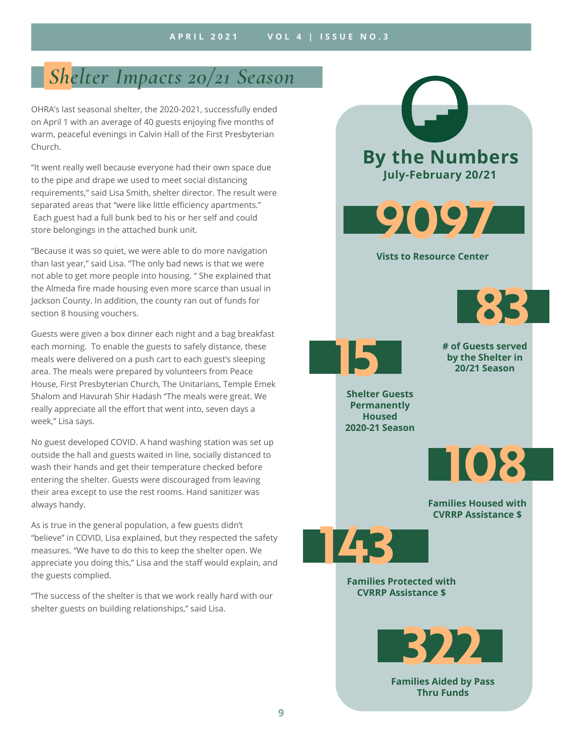# Shelter Impacts 20/21 Season

OHRA's last seasonal shelter, the 2020-2021, successfully ended on April 1 with an average of 40 guests enjoying five months of warm, peaceful evenings in Calvin Hall of the First Presbyterian Church.

"It went really well because everyone had their own space due to the pipe and drape we used to meet social distancing requirements," said Lisa Smith, shelter director. The result were separated areas that "were like little efficiency apartments." Each guest had a full bunk bed to his or her self and could store belongings in the attached bunk unit.

"Because it was so quiet, we were able to do more navigation than last year," said Lisa. "The only bad news is that we were not able to get more people into housing. " She explained that the Almeda fire made housing even more scarce than usual in Jackson County. In addition, the county ran out of funds for section 8 housing vouchers.

Guests were given a box dinner each night and a bag breakfast each morning. To enable the guests to safely distance, these meals were delivered on a push cart to each guest's sleeping area. The meals were prepared by volunteers from Peace House, First Presbyterian Church, The Unitarians, Temple Emek Shalom and Havurah Shir Hadash "The meals were great. We really appreciate all the effort that went into, seven days a week," Lisa says.

No guest developed COVID. A hand washing station was set up outside the hall and guests waited in line, socially distanced to wash their hands and get their temperature checked before entering the shelter. Guests were discouraged from leaving their area except to use the rest rooms. Hand sanitizer was always handy.

As is true in the general population, a few guests didn't "believe" in COVID, Lisa explained, but they respected the safety measures. "We have to do this to keep the shelter open. We appreciate you doing this," Lisa and the staff would explain, and the guests complied.

"The success of the shelter is that we work really hard with our shelter guests on building relationships," said Lisa.

## By the Numbers

**July-February 20/21**

**9097**
**Vists to Resource Center**

**83**
**# of Guests served by the Shelter in 20/21 Season**

**15**
**Shelter Guests Permanently Housed 2020-21 Season**

**108**
**Families Housed with CVRRP Assistance $**

**143**
**Families Protected with CVRRP Assistance $**

**322**
**Families Aided by Pass Thru Funds**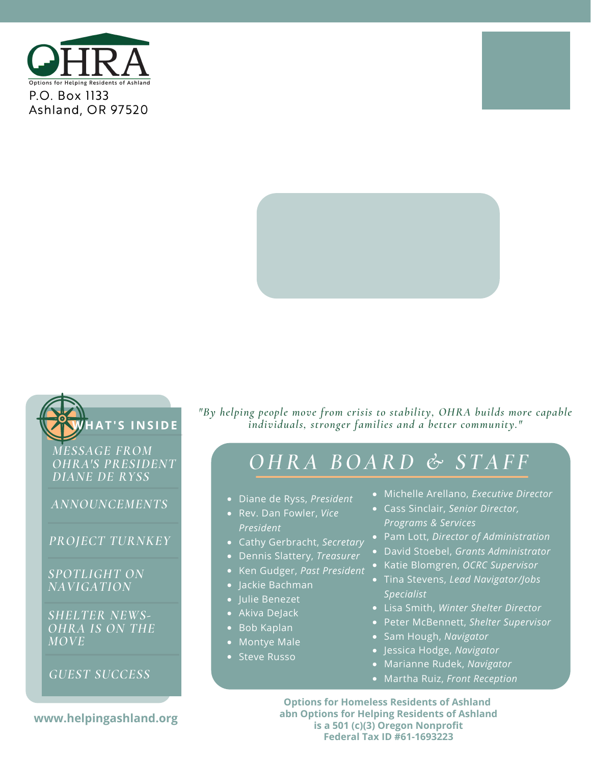OHRA

Options for Helping Residents of Ashland

P.O. Box 1133
Ashland, OR 97520

## WHAT'S INSIDE

*MESSAGE FROM OHRA'S PRESIDENT DIANE DE RYSS*

*ANNOUNCEMENTS*

*PROJECT TURNKEY*

*SPOTLIGHT ON NAVIGATION*

*SHELTER NEWS- OHRA IS ON THE MOVE*

*GUEST SUCCESS*

**www.helpingashland.org**

*"By helping people move from crisis to stability, OHRA builds more capable individuals, stronger families and a better community."*

## OHRA BOARD & STAFF

- Diane de Ryss, *President*
- Rev. Dan Fowler, *Vice President*
- Cathy Gerbracht, *Secretary*
- Dennis Slattery, *Treasurer*
- Ken Gudger, *Past President*
- Jackie Bachman
- Julie Benezet
- Akiva DeJack
- Bob Kaplan
- Montye Male
- Steve Russo

- Michelle Arellano, *Executive Director*
- Cass Sinclair, *Senior Director, Programs & Services*
- Pam Lott, *Director of Administration*
- David Stoebel, *Grants Administrator*
- Katie Blomgren, *OCRC Supervisor*
- Tina Stevens, *Lead Navigator/Jobs Specialist*
- Lisa Smith, *Winter Shelter Director*
- Peter McBennett, *Shelter Supervisor*
- Sam Hough, *Navigator*
- Jessica Hodge, *Navigator*
- Marianne Rudek, *Navigator*
- Martha Ruiz, *Front Reception*

**Options for Homeless Residents of Ashland**
**abn Options for Helping Residents of Ashland**
**is a 501 (c)(3) Oregon Nonprofit**
**Federal Tax ID #61-1693223**